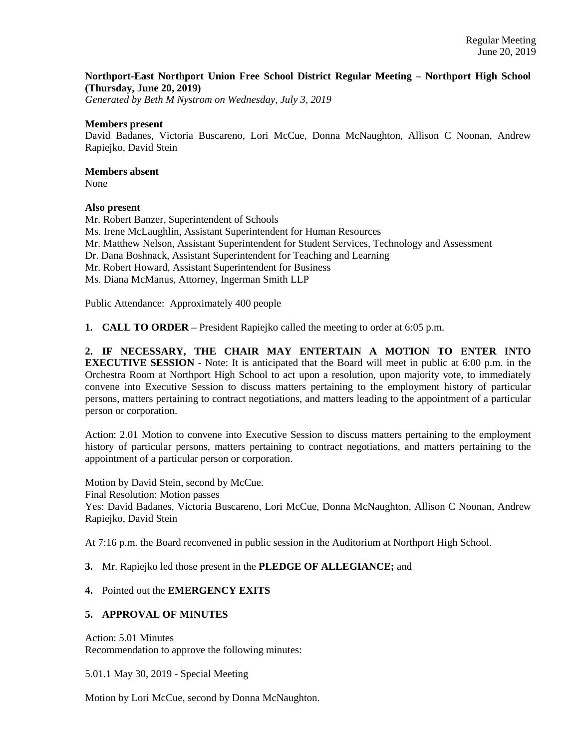**Northport-East Northport Union Free School District Regular Meeting – Northport High School (Thursday, June 20, 2019)**
*Generated by Beth M Nystrom on Wednesday, July 3, 2019*

**Members present**
David Badanes, Victoria Buscareno, Lori McCue, Donna McNaughton, Allison C Noonan, Andrew Rapiejko, David Stein

**Members absent**
None

**Also present**
Mr. Robert Banzer, Superintendent of Schools
Ms. Irene McLaughlin, Assistant Superintendent for Human Resources
Mr. Matthew Nelson, Assistant Superintendent for Student Services, Technology and Assessment
Dr. Dana Boshnack, Assistant Superintendent for Teaching and Learning
Mr. Robert Howard, Assistant Superintendent for Business
Ms. Diana McManus, Attorney, Ingerman Smith LLP

Public Attendance: Approximately 400 people

**1. CALL TO ORDER** – President Rapiejko called the meeting to order at 6:05 p.m.

**2. IF NECESSARY, THE CHAIR MAY ENTERTAIN A MOTION TO ENTER INTO EXECUTIVE SESSION** - Note: It is anticipated that the Board will meet in public at 6:00 p.m. in the Orchestra Room at Northport High School to act upon a resolution, upon majority vote, to immediately convene into Executive Session to discuss matters pertaining to the employment history of particular persons, matters pertaining to contract negotiations, and matters leading to the appointment of a particular person or corporation.

Action: 2.01 Motion to convene into Executive Session to discuss matters pertaining to the employment history of particular persons, matters pertaining to contract negotiations, and matters pertaining to the appointment of a particular person or corporation.

Motion by David Stein, second by McCue.
Final Resolution: Motion passes
Yes: David Badanes, Victoria Buscareno, Lori McCue, Donna McNaughton, Allison C Noonan, Andrew Rapiejko, David Stein

At 7:16 p.m. the Board reconvened in public session in the Auditorium at Northport High School.

**3.** Mr. Rapiejko led those present in the **PLEDGE OF ALLEGIANCE;** and

**4.** Pointed out the **EMERGENCY EXITS**

**5. APPROVAL OF MINUTES**

Action: 5.01 Minutes
Recommendation to approve the following minutes:

5.01.1 May 30, 2019 - Special Meeting

Motion by Lori McCue, second by Donna McNaughton.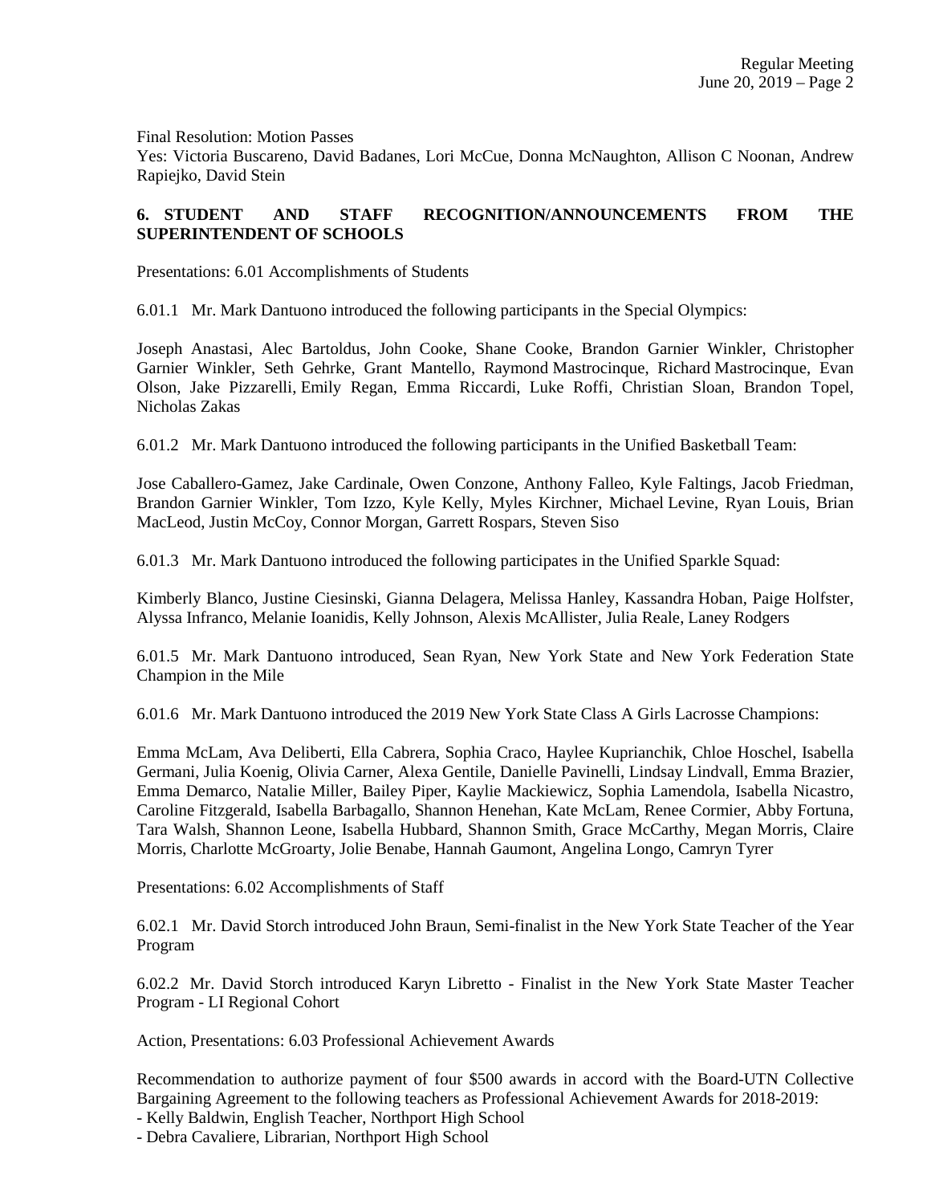Final Resolution: Motion Passes
Yes: Victoria Buscareno, David Badanes, Lori McCue, Donna McNaughton, Allison C Noonan, Andrew Rapiejko, David Stein

**6. STUDENT AND STAFF RECOGNITION/ANNOUNCEMENTS FROM THE SUPERINTENDENT OF SCHOOLS**

Presentations: 6.01 Accomplishments of Students

6.01.1 Mr. Mark Dantuono introduced the following participants in the Special Olympics:

Joseph Anastasi, Alec Bartoldus, John Cooke, Shane Cooke, Brandon Garnier Winkler, Christopher Garnier Winkler, Seth Gehrke, Grant Mantello, Raymond Mastrocinque, Richard Mastrocinque, Evan Olson, Jake Pizzarelli, Emily Regan, Emma Riccardi, Luke Roffi, Christian Sloan, Brandon Topel, Nicholas Zakas

6.01.2 Mr. Mark Dantuono introduced the following participants in the Unified Basketball Team:

Jose Caballero-Gamez, Jake Cardinale, Owen Conzone, Anthony Falleo, Kyle Faltings, Jacob Friedman, Brandon Garnier Winkler, Tom Izzo, Kyle Kelly, Myles Kirchner, Michael Levine, Ryan Louis, Brian MacLeod, Justin McCoy, Connor Morgan, Garrett Rospars, Steven Siso

6.01.3 Mr. Mark Dantuono introduced the following participates in the Unified Sparkle Squad:

Kimberly Blanco, Justine Ciesinski, Gianna Delagera, Melissa Hanley, Kassandra Hoban, Paige Holfster, Alyssa Infranco, Melanie Ioanidis, Kelly Johnson, Alexis McAllister, Julia Reale, Laney Rodgers

6.01.5 Mr. Mark Dantuono introduced, Sean Ryan, New York State and New York Federation State Champion in the Mile

6.01.6 Mr. Mark Dantuono introduced the 2019 New York State Class A Girls Lacrosse Champions:

Emma McLam, Ava Deliberti, Ella Cabrera, Sophia Craco, Haylee Kuprianchik, Chloe Hoschel, Isabella Germani, Julia Koenig, Olivia Carner, Alexa Gentile, Danielle Pavinelli, Lindsay Lindvall, Emma Brazier, Emma Demarco, Natalie Miller, Bailey Piper, Kaylie Mackiewicz, Sophia Lamendola, Isabella Nicastro, Caroline Fitzgerald, Isabella Barbagallo, Shannon Henehan, Kate McLam, Renee Cormier, Abby Fortuna, Tara Walsh, Shannon Leone, Isabella Hubbard, Shannon Smith, Grace McCarthy, Megan Morris, Claire Morris, Charlotte McGroarty, Jolie Benabe, Hannah Gaumont, Angelina Longo, Camryn Tyrer

Presentations: 6.02 Accomplishments of Staff

6.02.1 Mr. David Storch introduced John Braun, Semi-finalist in the New York State Teacher of the Year Program

6.02.2 Mr. David Storch introduced Karyn Libretto - Finalist in the New York State Master Teacher Program - LI Regional Cohort

Action, Presentations: 6.03 Professional Achievement Awards

Recommendation to authorize payment of four $500 awards in accord with the Board-UTN Collective Bargaining Agreement to the following teachers as Professional Achievement Awards for 2018-2019:
- Kelly Baldwin, English Teacher, Northport High School
- Debra Cavaliere, Librarian, Northport High School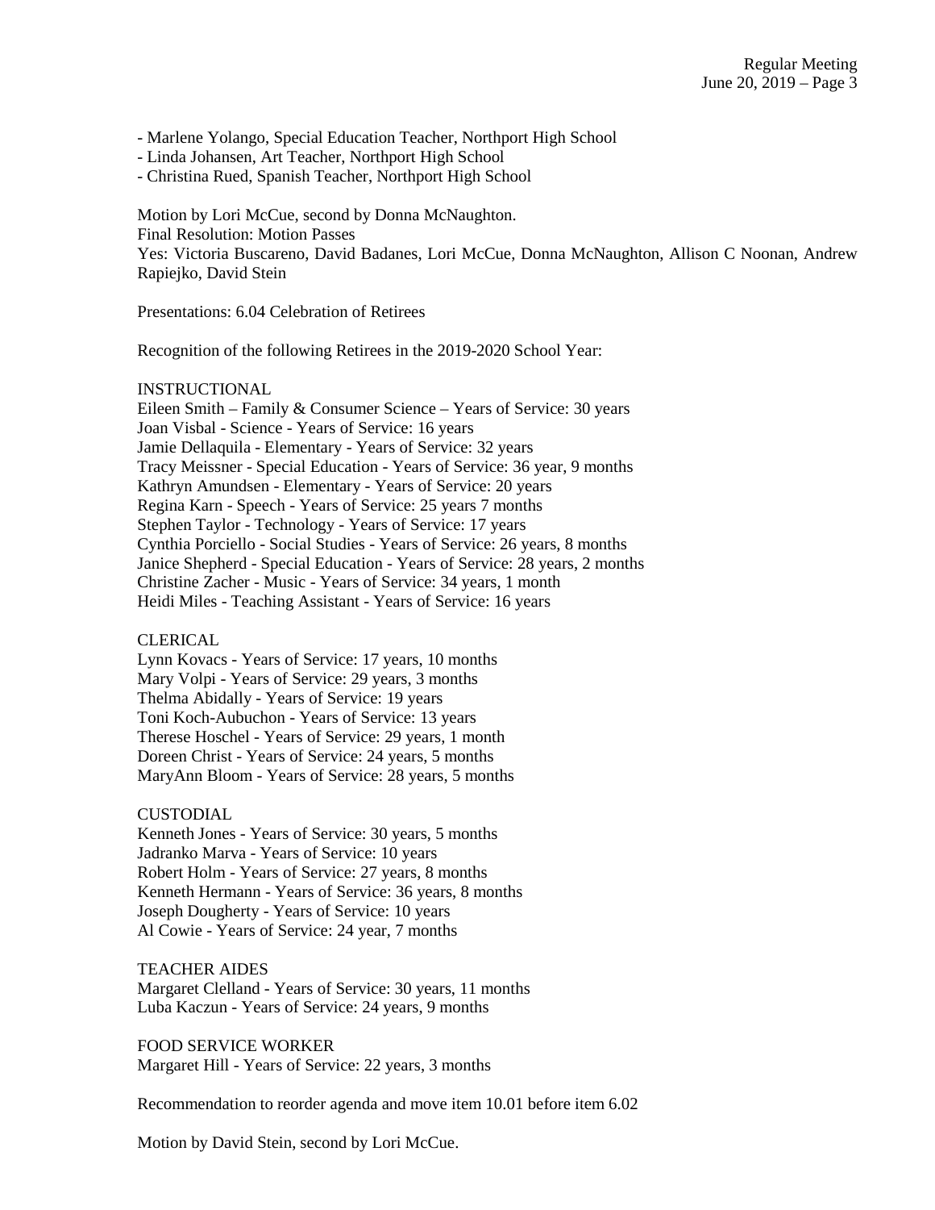- Marlene Yolango, Special Education Teacher, Northport High School
- Linda Johansen, Art Teacher, Northport High School
- Christina Rued, Spanish Teacher, Northport High School

Motion by Lori McCue, second by Donna McNaughton.
Final Resolution: Motion Passes
Yes: Victoria Buscareno, David Badanes, Lori McCue, Donna McNaughton, Allison C Noonan, Andrew Rapiejko, David Stein

Presentations: 6.04 Celebration of Retirees

Recognition of the following Retirees in the 2019-2020 School Year:

INSTRUCTIONAL
Eileen Smith – Family & Consumer Science – Years of Service: 30 years
Joan Visbal - Science - Years of Service: 16 years
Jamie Dellaquila - Elementary - Years of Service: 32 years
Tracy Meissner - Special Education - Years of Service: 36 year, 9 months
Kathryn Amundsen - Elementary - Years of Service: 20 years
Regina Karn - Speech - Years of Service: 25 years 7 months
Stephen Taylor - Technology - Years of Service: 17 years
Cynthia Porciello - Social Studies - Years of Service: 26 years, 8 months
Janice Shepherd - Special Education - Years of Service: 28 years, 2 months
Christine Zacher - Music - Years of Service: 34 years, 1 month
Heidi Miles - Teaching Assistant - Years of Service: 16 years

CLERICAL
Lynn Kovacs - Years of Service: 17 years, 10 months
Mary Volpi - Years of Service: 29 years, 3 months
Thelma Abidally - Years of Service: 19 years
Toni Koch-Aubuchon - Years of Service: 13 years
Therese Hoschel - Years of Service: 29 years, 1 month
Doreen Christ - Years of Service: 24 years, 5 months
MaryAnn Bloom - Years of Service: 28 years, 5 months

CUSTODIAL
Kenneth Jones - Years of Service: 30 years, 5 months
Jadranko Marva - Years of Service: 10 years
Robert Holm - Years of Service: 27 years, 8 months
Kenneth Hermann - Years of Service: 36 years, 8 months
Joseph Dougherty - Years of Service: 10 years
Al Cowie - Years of Service: 24 year, 7 months

TEACHER AIDES
Margaret Clelland - Years of Service: 30 years, 11 months
Luba Kaczun - Years of Service: 24 years, 9 months

FOOD SERVICE WORKER
Margaret Hill - Years of Service: 22 years, 3 months

Recommendation to reorder agenda and move item 10.01 before item 6.02

Motion by David Stein, second by Lori McCue.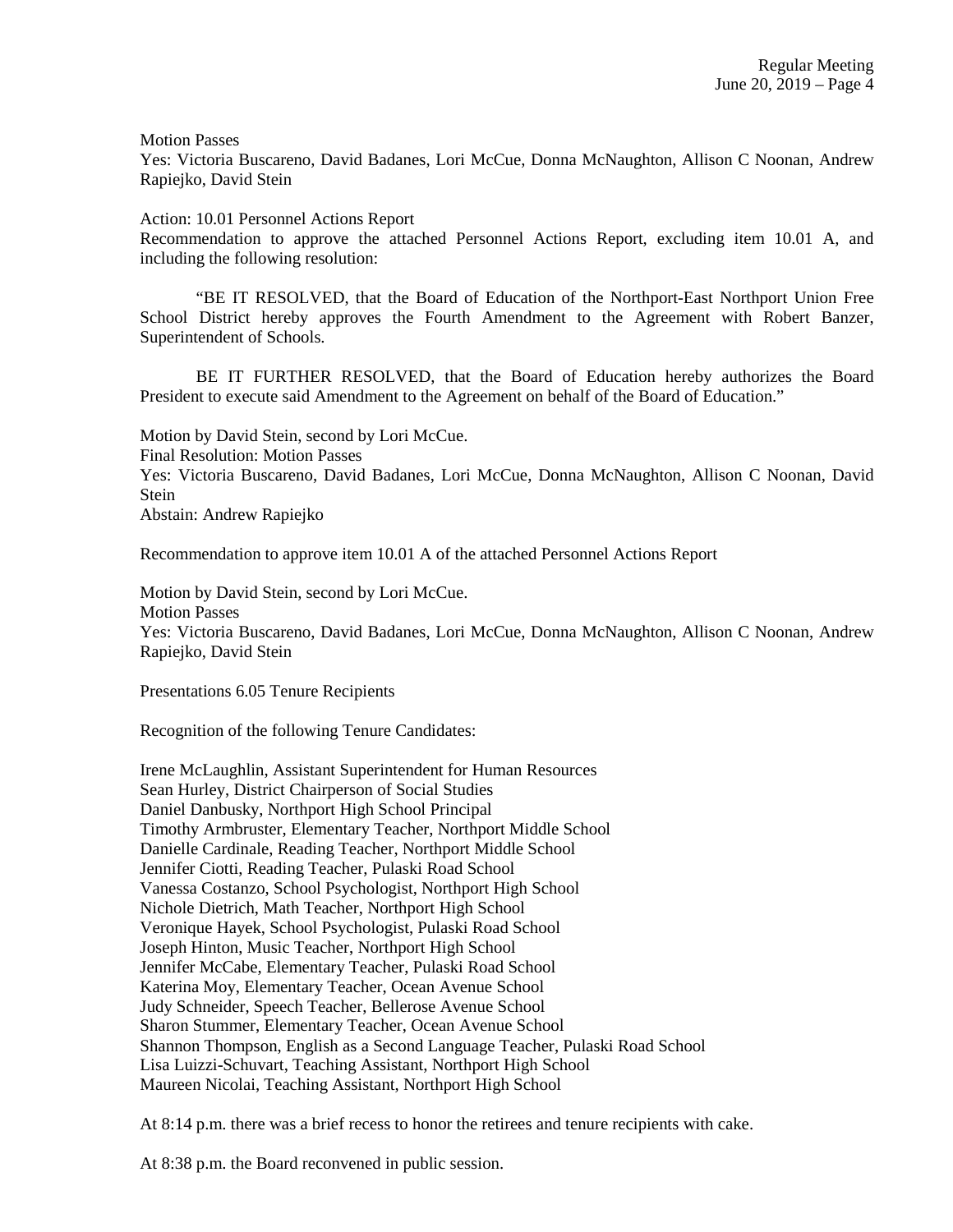Motion Passes
Yes: Victoria Buscareno, David Badanes, Lori McCue, Donna McNaughton, Allison C Noonan, Andrew Rapiejko, David Stein

Action: 10.01 Personnel Actions Report
Recommendation to approve the attached Personnel Actions Report, excluding item 10.01 A, and including the following resolution:

"BE IT RESOLVED, that the Board of Education of the Northport-East Northport Union Free School District hereby approves the Fourth Amendment to the Agreement with Robert Banzer, Superintendent of Schools.

BE IT FURTHER RESOLVED, that the Board of Education hereby authorizes the Board President to execute said Amendment to the Agreement on behalf of the Board of Education."

Motion by David Stein, second by Lori McCue.
Final Resolution: Motion Passes
Yes: Victoria Buscareno, David Badanes, Lori McCue, Donna McNaughton, Allison C Noonan, David Stein
Abstain: Andrew Rapiejko

Recommendation to approve item 10.01 A of the attached Personnel Actions Report

Motion by David Stein, second by Lori McCue.
Motion Passes
Yes: Victoria Buscareno, David Badanes, Lori McCue, Donna McNaughton, Allison C Noonan, Andrew Rapiejko, David Stein

Presentations 6.05 Tenure Recipients

Recognition of the following Tenure Candidates:

Irene McLaughlin, Assistant Superintendent for Human Resources
Sean Hurley, District Chairperson of Social Studies
Daniel Danbusky, Northport High School Principal
Timothy Armbruster, Elementary Teacher, Northport Middle School
Danielle Cardinale, Reading Teacher, Northport Middle School
Jennifer Ciotti, Reading Teacher, Pulaski Road School
Vanessa Costanzo, School Psychologist, Northport High School
Nichole Dietrich, Math Teacher, Northport High School
Veronique Hayek, School Psychologist, Pulaski Road School
Joseph Hinton, Music Teacher, Northport High School
Jennifer McCabe, Elementary Teacher, Pulaski Road School
Katerina Moy, Elementary Teacher, Ocean Avenue School
Judy Schneider, Speech Teacher, Bellerose Avenue School
Sharon Stummer, Elementary Teacher, Ocean Avenue School
Shannon Thompson, English as a Second Language Teacher, Pulaski Road School
Lisa Luizzi-Schuvart, Teaching Assistant, Northport High School
Maureen Nicolai, Teaching Assistant, Northport High School

At 8:14 p.m. there was a brief recess to honor the retirees and tenure recipients with cake.

At 8:38 p.m. the Board reconvened in public session.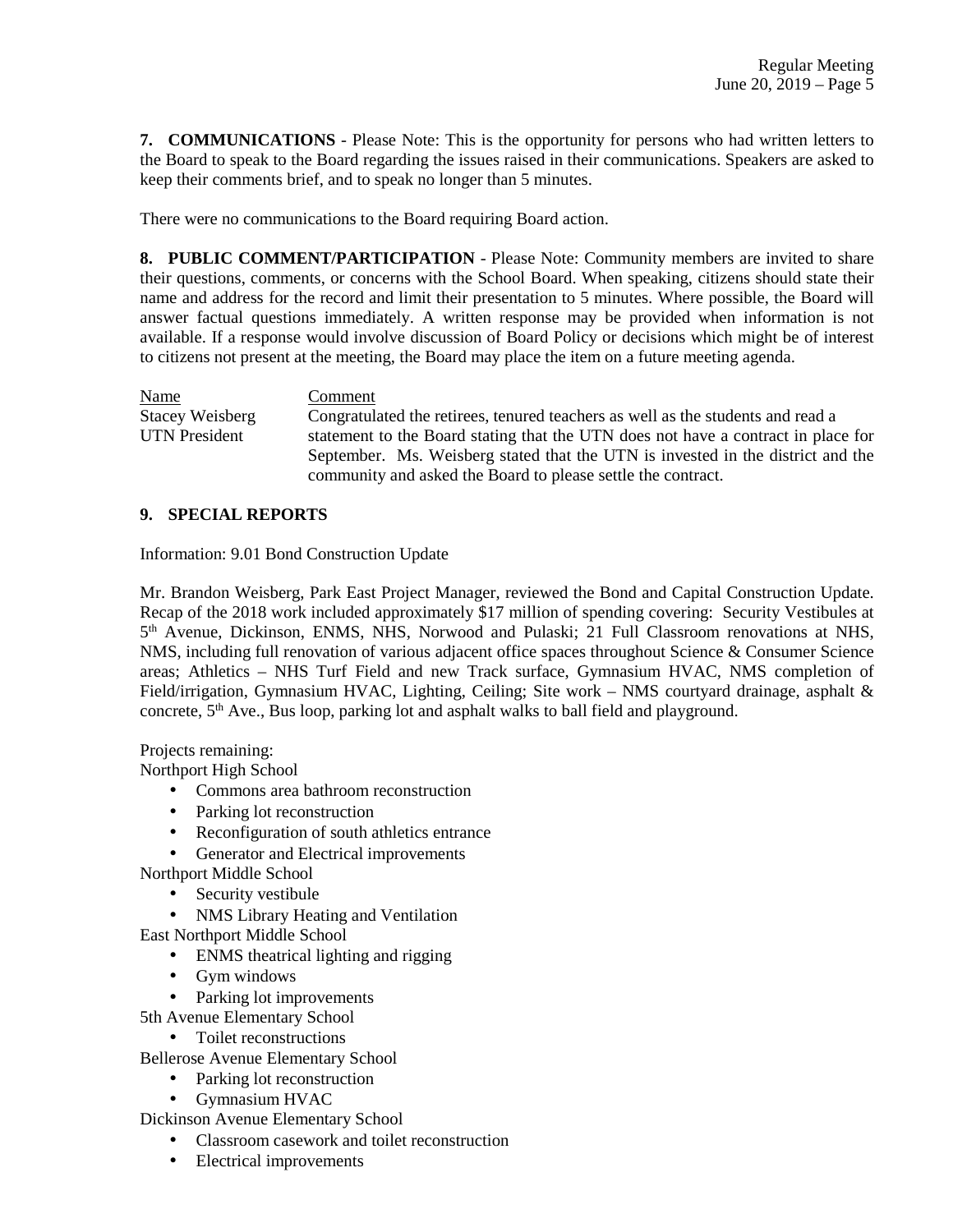**7. COMMUNICATIONS** - Please Note: This is the opportunity for persons who had written letters to the Board to speak to the Board regarding the issues raised in their communications. Speakers are asked to keep their comments brief, and to speak no longer than 5 minutes.

There were no communications to the Board requiring Board action.

**8. PUBLIC COMMENT/PARTICIPATION** - Please Note: Community members are invited to share their questions, comments, or concerns with the School Board. When speaking, citizens should state their name and address for the record and limit their presentation to 5 minutes. Where possible, the Board will answer factual questions immediately. A written response may be provided when information is not available. If a response would involve discussion of Board Policy or decisions which might be of interest to citizens not present at the meeting, the Board may place the item on a future meeting agenda.

| Name | Comment |
|---|---|
| Stacey Weisberg UTN President | Congratulated the retirees, tenured teachers as well as the students and read a statement to the Board stating that the UTN does not have a contract in place for September. Ms. Weisberg stated that the UTN is invested in the district and the community and asked the Board to please settle the contract. |

**9. SPECIAL REPORTS**

Information: 9.01 Bond Construction Update

Mr. Brandon Weisberg, Park East Project Manager, reviewed the Bond and Capital Construction Update. Recap of the 2018 work included approximately $17 million of spending covering: Security Vestibules at 5th Avenue, Dickinson, ENMS, NHS, Norwood and Pulaski; 21 Full Classroom renovations at NHS, NMS, including full renovation of various adjacent office spaces throughout Science & Consumer Science areas; Athletics – NHS Turf Field and new Track surface, Gymnasium HVAC, NMS completion of Field/irrigation, Gymnasium HVAC, Lighting, Ceiling; Site work – NMS courtyard drainage, asphalt & concrete, 5th Ave., Bus loop, parking lot and asphalt walks to ball field and playground.

Projects remaining:

Northport High School

- Commons area bathroom reconstruction
- Parking lot reconstruction
- Reconfiguration of south athletics entrance
- Generator and Electrical improvements

Northport Middle School

- Security vestibule
- NMS Library Heating and Ventilation

East Northport Middle School

- ENMS theatrical lighting and rigging
- Gym windows
- Parking lot improvements

5th Avenue Elementary School

- Toilet reconstructions

Bellerose Avenue Elementary School

- Parking lot reconstruction
- Gymnasium HVAC

Dickinson Avenue Elementary School

- Classroom casework and toilet reconstruction
- Electrical improvements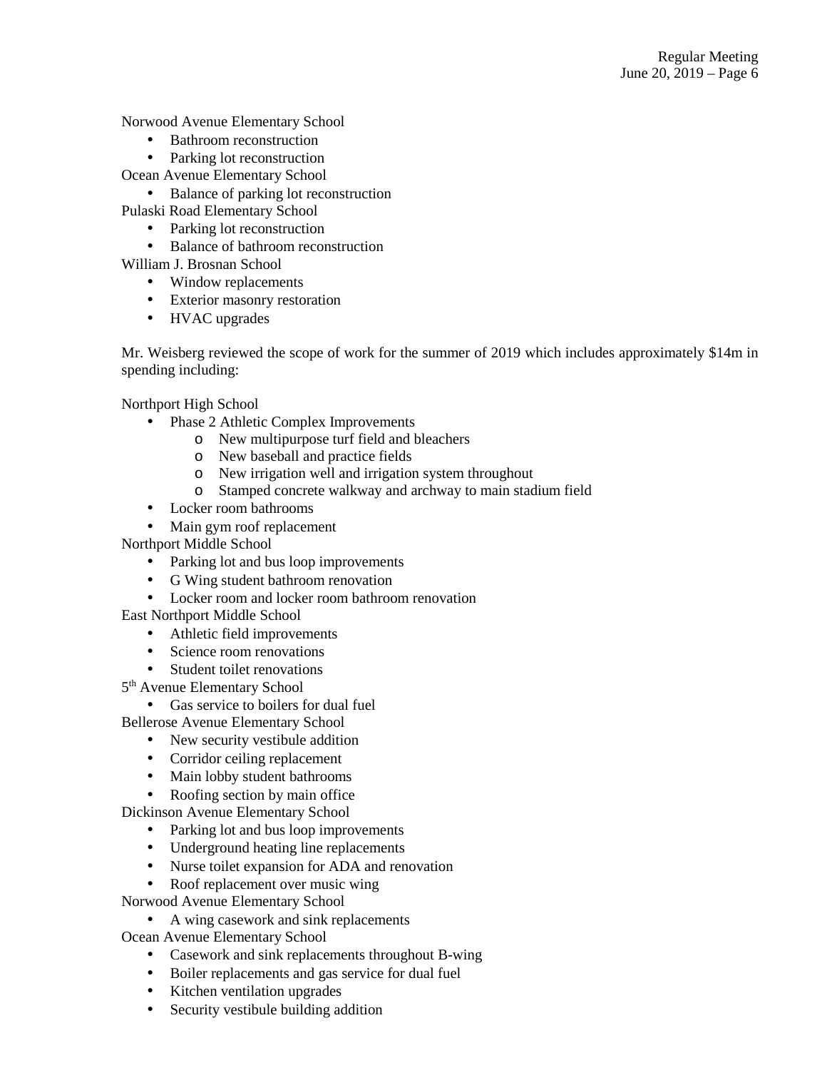Norwood Avenue Elementary School

- Bathroom reconstruction
- Parking lot reconstruction

Ocean Avenue Elementary School

- Balance of parking lot reconstruction

Pulaski Road Elementary School

- Parking lot reconstruction
- Balance of bathroom reconstruction

William J. Brosnan School

- Window replacements
- Exterior masonry restoration
- HVAC upgrades

Mr. Weisberg reviewed the scope of work for the summer of 2019 which includes approximately $14m in spending including:

Northport High School

- Phase 2 Athletic Complex Improvements
    - New multipurpose turf field and bleachers
    - New baseball and practice fields
    - New irrigation well and irrigation system throughout
    - Stamped concrete walkway and archway to main stadium field
- Locker room bathrooms
- Main gym roof replacement

Northport Middle School

- Parking lot and bus loop improvements
- G Wing student bathroom renovation
- Locker room and locker room bathroom renovation

East Northport Middle School

- Athletic field improvements
- Science room renovations
- Student toilet renovations

5th Avenue Elementary School

- Gas service to boilers for dual fuel

Bellerose Avenue Elementary School

- New security vestibule addition
- Corridor ceiling replacement
- Main lobby student bathrooms
- Roofing section by main office

Dickinson Avenue Elementary School

- Parking lot and bus loop improvements
- Underground heating line replacements
- Nurse toilet expansion for ADA and renovation
- Roof replacement over music wing

Norwood Avenue Elementary School

- A wing casework and sink replacements

Ocean Avenue Elementary School

- Casework and sink replacements throughout B-wing
- Boiler replacements and gas service for dual fuel
- Kitchen ventilation upgrades
- Security vestibule building addition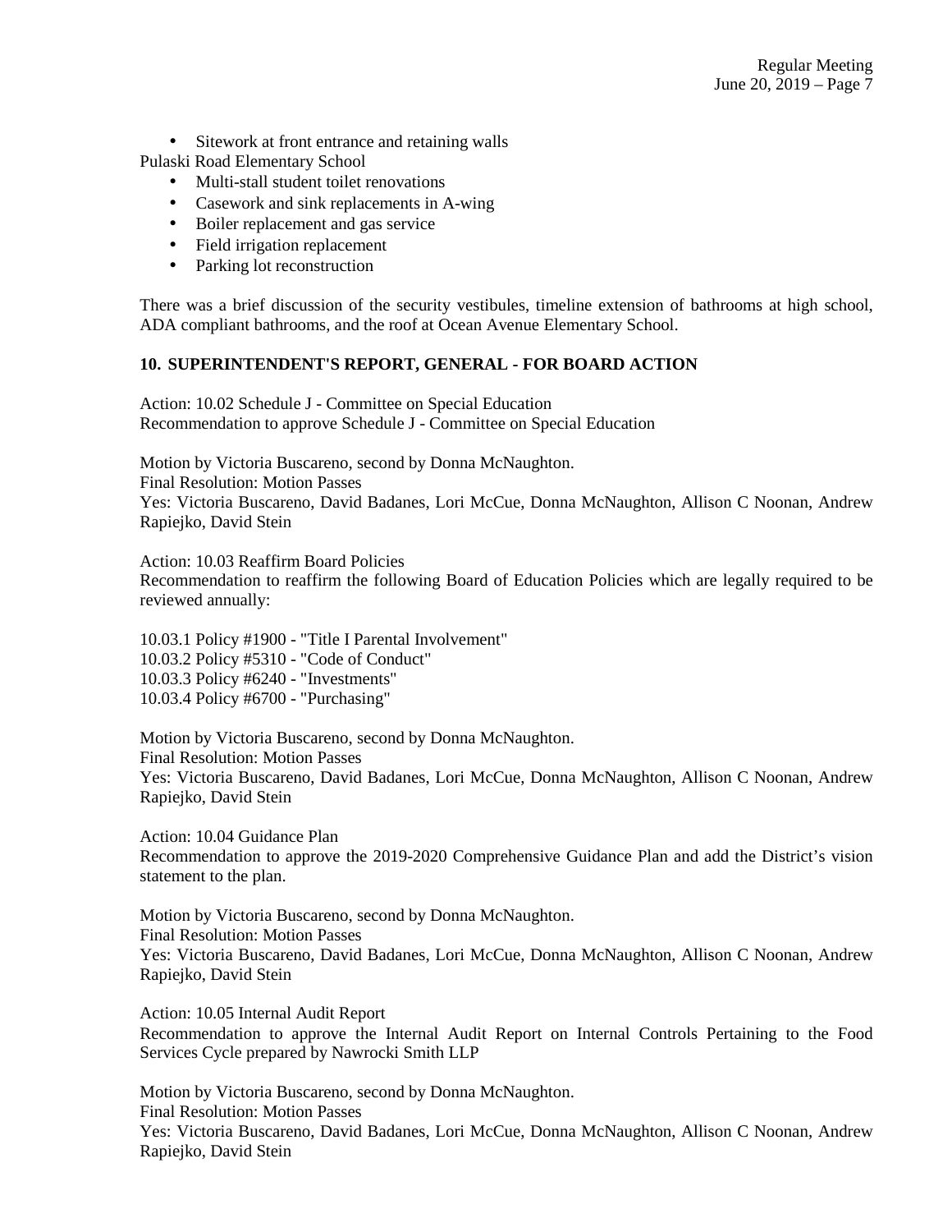- Sitework at front entrance and retaining walls

Pulaski Road Elementary School

- Multi-stall student toilet renovations
- Casework and sink replacements in A-wing
- Boiler replacement and gas service
- Field irrigation replacement
- Parking lot reconstruction

There was a brief discussion of the security vestibules, timeline extension of bathrooms at high school, ADA compliant bathrooms, and the roof at Ocean Avenue Elementary School.

**10. SUPERINTENDENT'S REPORT, GENERAL - FOR BOARD ACTION**

Action: 10.02 Schedule J - Committee on Special Education
Recommendation to approve Schedule J - Committee on Special Education

Motion by Victoria Buscareno, second by Donna McNaughton.
Final Resolution: Motion Passes
Yes: Victoria Buscareno, David Badanes, Lori McCue, Donna McNaughton, Allison C Noonan, Andrew Rapiejko, David Stein

Action: 10.03 Reaffirm Board Policies
Recommendation to reaffirm the following Board of Education Policies which are legally required to be reviewed annually:

10.03.1 Policy #1900 - "Title I Parental Involvement"
10.03.2 Policy #5310 - "Code of Conduct"
10.03.3 Policy #6240 - "Investments"
10.03.4 Policy #6700 - "Purchasing"

Motion by Victoria Buscareno, second by Donna McNaughton.
Final Resolution: Motion Passes
Yes: Victoria Buscareno, David Badanes, Lori McCue, Donna McNaughton, Allison C Noonan, Andrew Rapiejko, David Stein

Action: 10.04 Guidance Plan
Recommendation to approve the 2019-2020 Comprehensive Guidance Plan and add the District's vision statement to the plan.

Motion by Victoria Buscareno, second by Donna McNaughton.
Final Resolution: Motion Passes
Yes: Victoria Buscareno, David Badanes, Lori McCue, Donna McNaughton, Allison C Noonan, Andrew Rapiejko, David Stein

Action: 10.05 Internal Audit Report
Recommendation to approve the Internal Audit Report on Internal Controls Pertaining to the Food Services Cycle prepared by Nawrocki Smith LLP

Motion by Victoria Buscareno, second by Donna McNaughton.
Final Resolution: Motion Passes
Yes: Victoria Buscareno, David Badanes, Lori McCue, Donna McNaughton, Allison C Noonan, Andrew Rapiejko, David Stein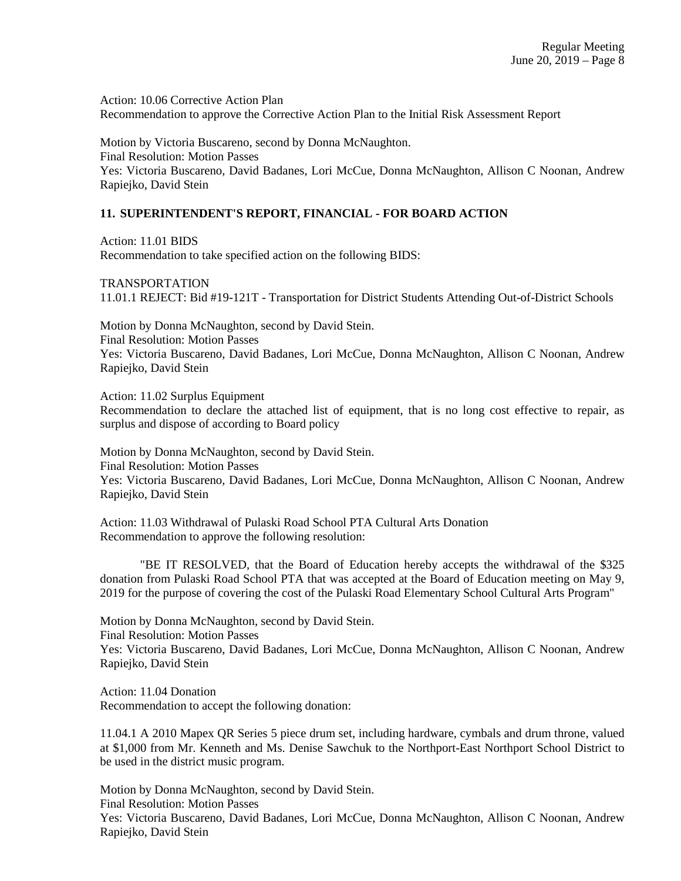Action: 10.06 Corrective Action Plan
Recommendation to approve the Corrective Action Plan to the Initial Risk Assessment Report

Motion by Victoria Buscareno, second by Donna McNaughton.
Final Resolution: Motion Passes
Yes: Victoria Buscareno, David Badanes, Lori McCue, Donna McNaughton, Allison C Noonan, Andrew Rapiejko, David Stein

## 11. SUPERINTENDENT'S REPORT, FINANCIAL - FOR BOARD ACTION

Action: 11.01 BIDS
Recommendation to take specified action on the following BIDS:

TRANSPORTATION
11.01.1 REJECT: Bid #19-121T - Transportation for District Students Attending Out-of-District Schools

Motion by Donna McNaughton, second by David Stein.
Final Resolution: Motion Passes
Yes: Victoria Buscareno, David Badanes, Lori McCue, Donna McNaughton, Allison C Noonan, Andrew Rapiejko, David Stein

Action: 11.02 Surplus Equipment
Recommendation to declare the attached list of equipment, that is no long cost effective to repair, as surplus and dispose of according to Board policy

Motion by Donna McNaughton, second by David Stein.
Final Resolution: Motion Passes
Yes: Victoria Buscareno, David Badanes, Lori McCue, Donna McNaughton, Allison C Noonan, Andrew Rapiejko, David Stein

Action: 11.03 Withdrawal of Pulaski Road School PTA Cultural Arts Donation
Recommendation to approve the following resolution:

"BE IT RESOLVED, that the Board of Education hereby accepts the withdrawal of the $325 donation from Pulaski Road School PTA that was accepted at the Board of Education meeting on May 9, 2019 for the purpose of covering the cost of the Pulaski Road Elementary School Cultural Arts Program"

Motion by Donna McNaughton, second by David Stein.
Final Resolution: Motion Passes
Yes: Victoria Buscareno, David Badanes, Lori McCue, Donna McNaughton, Allison C Noonan, Andrew Rapiejko, David Stein

Action: 11.04 Donation
Recommendation to accept the following donation:

11.04.1 A 2010 Mapex QR Series 5 piece drum set, including hardware, cymbals and drum throne, valued at $1,000 from Mr. Kenneth and Ms. Denise Sawchuk to the Northport-East Northport School District to be used in the district music program.

Motion by Donna McNaughton, second by David Stein.
Final Resolution: Motion Passes
Yes: Victoria Buscareno, David Badanes, Lori McCue, Donna McNaughton, Allison C Noonan, Andrew Rapiejko, David Stein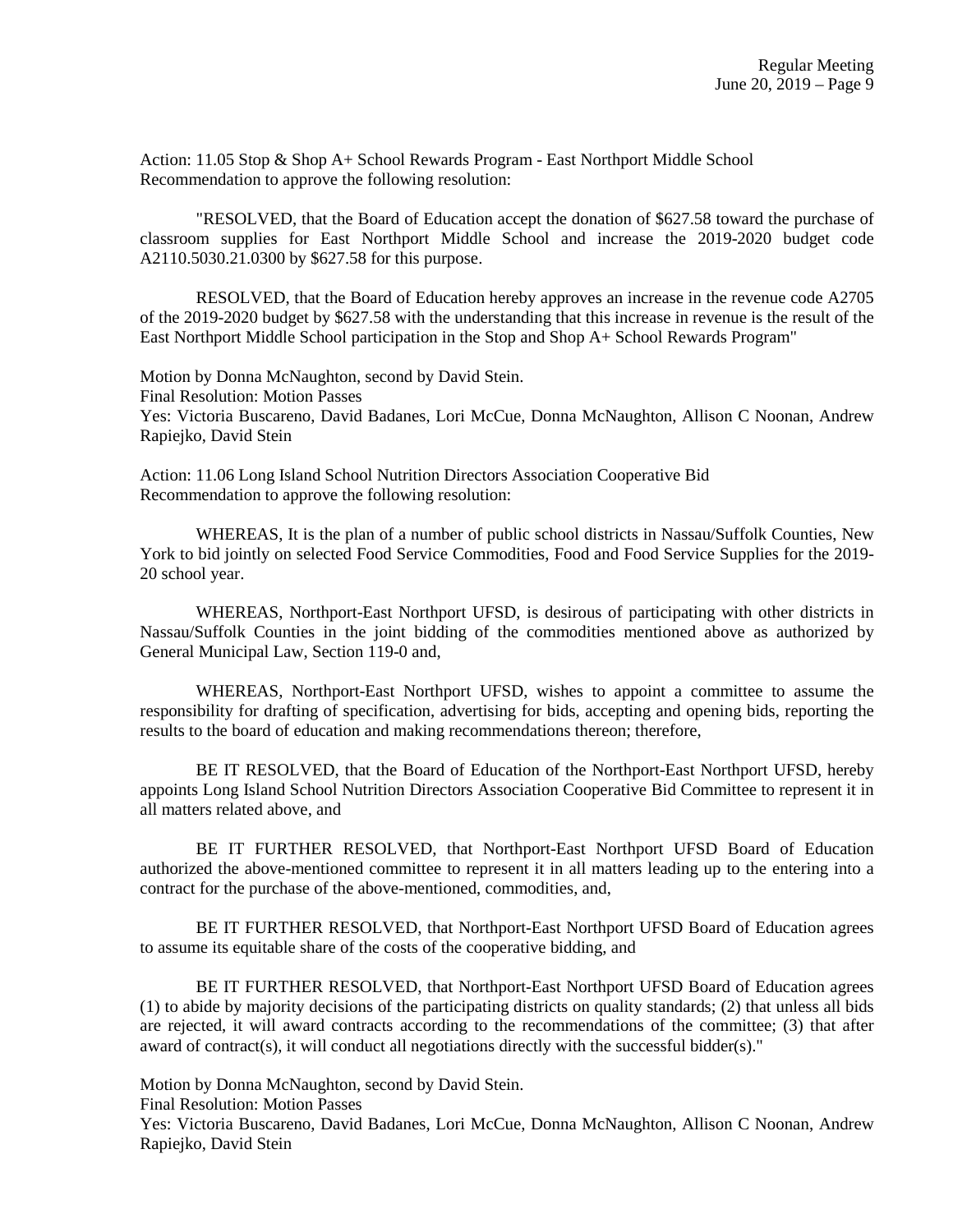Action: 11.05 Stop & Shop A+ School Rewards Program - East Northport Middle School
Recommendation to approve the following resolution:

"RESOLVED, that the Board of Education accept the donation of $627.58 toward the purchase of classroom supplies for East Northport Middle School and increase the 2019-2020 budget code A2110.5030.21.0300 by $627.58 for this purpose.

RESOLVED, that the Board of Education hereby approves an increase in the revenue code A2705 of the 2019-2020 budget by $627.58 with the understanding that this increase in revenue is the result of the East Northport Middle School participation in the Stop and Shop A+ School Rewards Program"

Motion by Donna McNaughton, second by David Stein.
Final Resolution: Motion Passes
Yes: Victoria Buscareno, David Badanes, Lori McCue, Donna McNaughton, Allison C Noonan, Andrew Rapiejko, David Stein

Action: 11.06 Long Island School Nutrition Directors Association Cooperative Bid
Recommendation to approve the following resolution:

WHEREAS, It is the plan of a number of public school districts in Nassau/Suffolk Counties, New York to bid jointly on selected Food Service Commodities, Food and Food Service Supplies for the 2019-20 school year.

WHEREAS, Northport-East Northport UFSD, is desirous of participating with other districts in Nassau/Suffolk Counties in the joint bidding of the commodities mentioned above as authorized by General Municipal Law, Section 119-0 and,

WHEREAS, Northport-East Northport UFSD, wishes to appoint a committee to assume the responsibility for drafting of specification, advertising for bids, accepting and opening bids, reporting the results to the board of education and making recommendations thereon; therefore,

BE IT RESOLVED, that the Board of Education of the Northport-East Northport UFSD, hereby appoints Long Island School Nutrition Directors Association Cooperative Bid Committee to represent it in all matters related above, and

BE IT FURTHER RESOLVED, that Northport-East Northport UFSD Board of Education authorized the above-mentioned committee to represent it in all matters leading up to the entering into a contract for the purchase of the above-mentioned, commodities, and,

BE IT FURTHER RESOLVED, that Northport-East Northport UFSD Board of Education agrees to assume its equitable share of the costs of the cooperative bidding, and

BE IT FURTHER RESOLVED, that Northport-East Northport UFSD Board of Education agrees (1) to abide by majority decisions of the participating districts on quality standards; (2) that unless all bids are rejected, it will award contracts according to the recommendations of the committee; (3) that after award of contract(s), it will conduct all negotiations directly with the successful bidder(s)."

Motion by Donna McNaughton, second by David Stein.
Final Resolution: Motion Passes
Yes: Victoria Buscareno, David Badanes, Lori McCue, Donna McNaughton, Allison C Noonan, Andrew Rapiejko, David Stein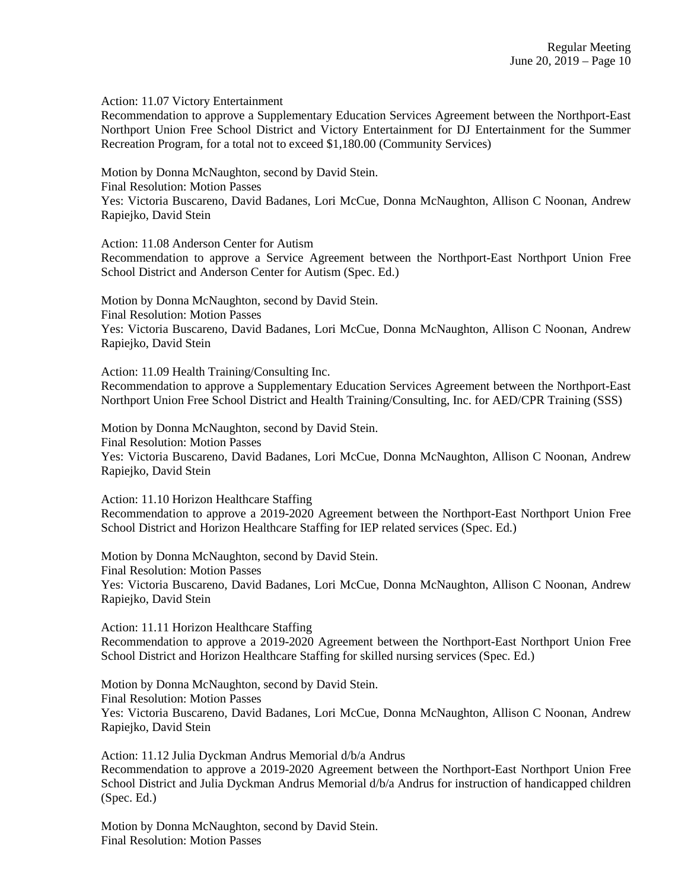Action: 11.07 Victory Entertainment

Recommendation to approve a Supplementary Education Services Agreement between the Northport-East Northport Union Free School District and Victory Entertainment for DJ Entertainment for the Summer Recreation Program, for a total not to exceed $1,180.00 (Community Services)

Motion by Donna McNaughton, second by David Stein.
Final Resolution: Motion Passes
Yes: Victoria Buscareno, David Badanes, Lori McCue, Donna McNaughton, Allison C Noonan, Andrew Rapiejko, David Stein

Action: 11.08 Anderson Center for Autism

Recommendation to approve a Service Agreement between the Northport-East Northport Union Free School District and Anderson Center for Autism (Spec. Ed.)

Motion by Donna McNaughton, second by David Stein.
Final Resolution: Motion Passes
Yes: Victoria Buscareno, David Badanes, Lori McCue, Donna McNaughton, Allison C Noonan, Andrew Rapiejko, David Stein

Action: 11.09 Health Training/Consulting Inc.

Recommendation to approve a Supplementary Education Services Agreement between the Northport-East Northport Union Free School District and Health Training/Consulting, Inc. for AED/CPR Training (SSS)

Motion by Donna McNaughton, second by David Stein.
Final Resolution: Motion Passes
Yes: Victoria Buscareno, David Badanes, Lori McCue, Donna McNaughton, Allison C Noonan, Andrew Rapiejko, David Stein

Action: 11.10 Horizon Healthcare Staffing

Recommendation to approve a 2019-2020 Agreement between the Northport-East Northport Union Free School District and Horizon Healthcare Staffing for IEP related services (Spec. Ed.)

Motion by Donna McNaughton, second by David Stein.
Final Resolution: Motion Passes
Yes: Victoria Buscareno, David Badanes, Lori McCue, Donna McNaughton, Allison C Noonan, Andrew Rapiejko, David Stein

Action: 11.11 Horizon Healthcare Staffing

Recommendation to approve a 2019-2020 Agreement between the Northport-East Northport Union Free School District and Horizon Healthcare Staffing for skilled nursing services (Spec. Ed.)

Motion by Donna McNaughton, second by David Stein.
Final Resolution: Motion Passes
Yes: Victoria Buscareno, David Badanes, Lori McCue, Donna McNaughton, Allison C Noonan, Andrew Rapiejko, David Stein

Action: 11.12 Julia Dyckman Andrus Memorial d/b/a Andrus

Recommendation to approve a 2019-2020 Agreement between the Northport-East Northport Union Free School District and Julia Dyckman Andrus Memorial d/b/a Andrus for instruction of handicapped children (Spec. Ed.)

Motion by Donna McNaughton, second by David Stein.
Final Resolution: Motion Passes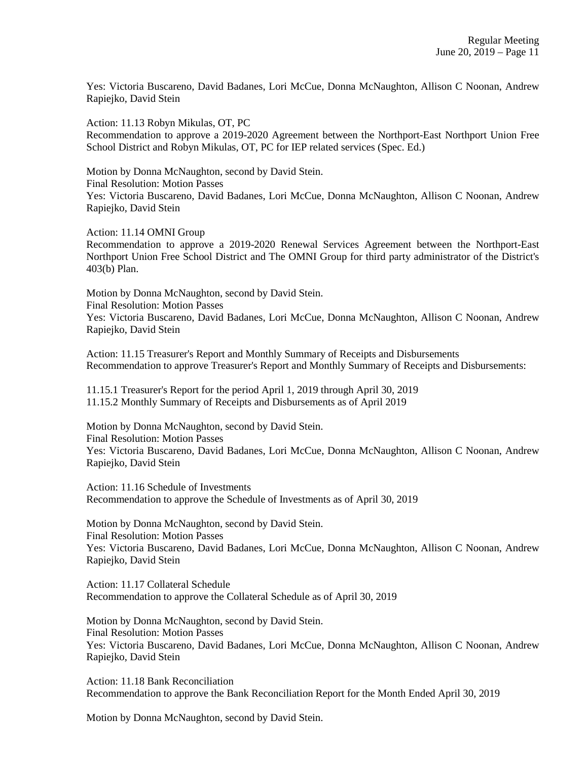Yes: Victoria Buscareno, David Badanes, Lori McCue, Donna McNaughton, Allison C Noonan, Andrew Rapiejko, David Stein

Action: 11.13 Robyn Mikulas, OT, PC
Recommendation to approve a 2019-2020 Agreement between the Northport-East Northport Union Free School District and Robyn Mikulas, OT, PC for IEP related services (Spec. Ed.)

Motion by Donna McNaughton, second by David Stein.
Final Resolution: Motion Passes
Yes: Victoria Buscareno, David Badanes, Lori McCue, Donna McNaughton, Allison C Noonan, Andrew Rapiejko, David Stein

Action: 11.14 OMNI Group
Recommendation to approve a 2019-2020 Renewal Services Agreement between the Northport-East Northport Union Free School District and The OMNI Group for third party administrator of the District's 403(b) Plan.

Motion by Donna McNaughton, second by David Stein.
Final Resolution: Motion Passes
Yes: Victoria Buscareno, David Badanes, Lori McCue, Donna McNaughton, Allison C Noonan, Andrew Rapiejko, David Stein

Action: 11.15 Treasurer's Report and Monthly Summary of Receipts and Disbursements
Recommendation to approve Treasurer's Report and Monthly Summary of Receipts and Disbursements:

11.15.1 Treasurer's Report for the period April 1, 2019 through April 30, 2019
11.15.2 Monthly Summary of Receipts and Disbursements as of April 2019

Motion by Donna McNaughton, second by David Stein.
Final Resolution: Motion Passes
Yes: Victoria Buscareno, David Badanes, Lori McCue, Donna McNaughton, Allison C Noonan, Andrew Rapiejko, David Stein

Action: 11.16 Schedule of Investments
Recommendation to approve the Schedule of Investments as of April 30, 2019

Motion by Donna McNaughton, second by David Stein.
Final Resolution: Motion Passes
Yes: Victoria Buscareno, David Badanes, Lori McCue, Donna McNaughton, Allison C Noonan, Andrew Rapiejko, David Stein

Action: 11.17 Collateral Schedule
Recommendation to approve the Collateral Schedule as of April 30, 2019

Motion by Donna McNaughton, second by David Stein.
Final Resolution: Motion Passes
Yes: Victoria Buscareno, David Badanes, Lori McCue, Donna McNaughton, Allison C Noonan, Andrew Rapiejko, David Stein

Action: 11.18 Bank Reconciliation
Recommendation to approve the Bank Reconciliation Report for the Month Ended April 30, 2019

Motion by Donna McNaughton, second by David Stein.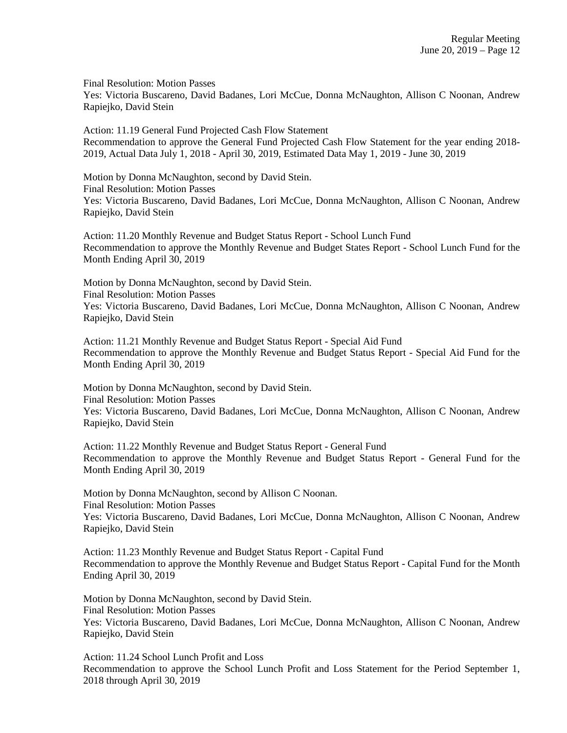Final Resolution: Motion Passes
Yes: Victoria Buscareno, David Badanes, Lori McCue, Donna McNaughton, Allison C Noonan, Andrew Rapiejko, David Stein

Action: 11.19 General Fund Projected Cash Flow Statement
Recommendation to approve the General Fund Projected Cash Flow Statement for the year ending 2018-2019, Actual Data July 1, 2018 - April 30, 2019, Estimated Data May 1, 2019 - June 30, 2019

Motion by Donna McNaughton, second by David Stein.
Final Resolution: Motion Passes
Yes: Victoria Buscareno, David Badanes, Lori McCue, Donna McNaughton, Allison C Noonan, Andrew Rapiejko, David Stein

Action: 11.20 Monthly Revenue and Budget Status Report - School Lunch Fund
Recommendation to approve the Monthly Revenue and Budget States Report - School Lunch Fund for the Month Ending April 30, 2019

Motion by Donna McNaughton, second by David Stein.
Final Resolution: Motion Passes
Yes: Victoria Buscareno, David Badanes, Lori McCue, Donna McNaughton, Allison C Noonan, Andrew Rapiejko, David Stein

Action: 11.21 Monthly Revenue and Budget Status Report - Special Aid Fund
Recommendation to approve the Monthly Revenue and Budget Status Report - Special Aid Fund for the Month Ending April 30, 2019

Motion by Donna McNaughton, second by David Stein.
Final Resolution: Motion Passes
Yes: Victoria Buscareno, David Badanes, Lori McCue, Donna McNaughton, Allison C Noonan, Andrew Rapiejko, David Stein

Action: 11.22 Monthly Revenue and Budget Status Report - General Fund
Recommendation to approve the Monthly Revenue and Budget Status Report - General Fund for the Month Ending April 30, 2019

Motion by Donna McNaughton, second by Allison C Noonan.
Final Resolution: Motion Passes
Yes: Victoria Buscareno, David Badanes, Lori McCue, Donna McNaughton, Allison C Noonan, Andrew Rapiejko, David Stein

Action: 11.23 Monthly Revenue and Budget Status Report - Capital Fund
Recommendation to approve the Monthly Revenue and Budget Status Report - Capital Fund for the Month Ending April 30, 2019

Motion by Donna McNaughton, second by David Stein.
Final Resolution: Motion Passes
Yes: Victoria Buscareno, David Badanes, Lori McCue, Donna McNaughton, Allison C Noonan, Andrew Rapiejko, David Stein

Action: 11.24 School Lunch Profit and Loss
Recommendation to approve the School Lunch Profit and Loss Statement for the Period September 1, 2018 through April 30, 2019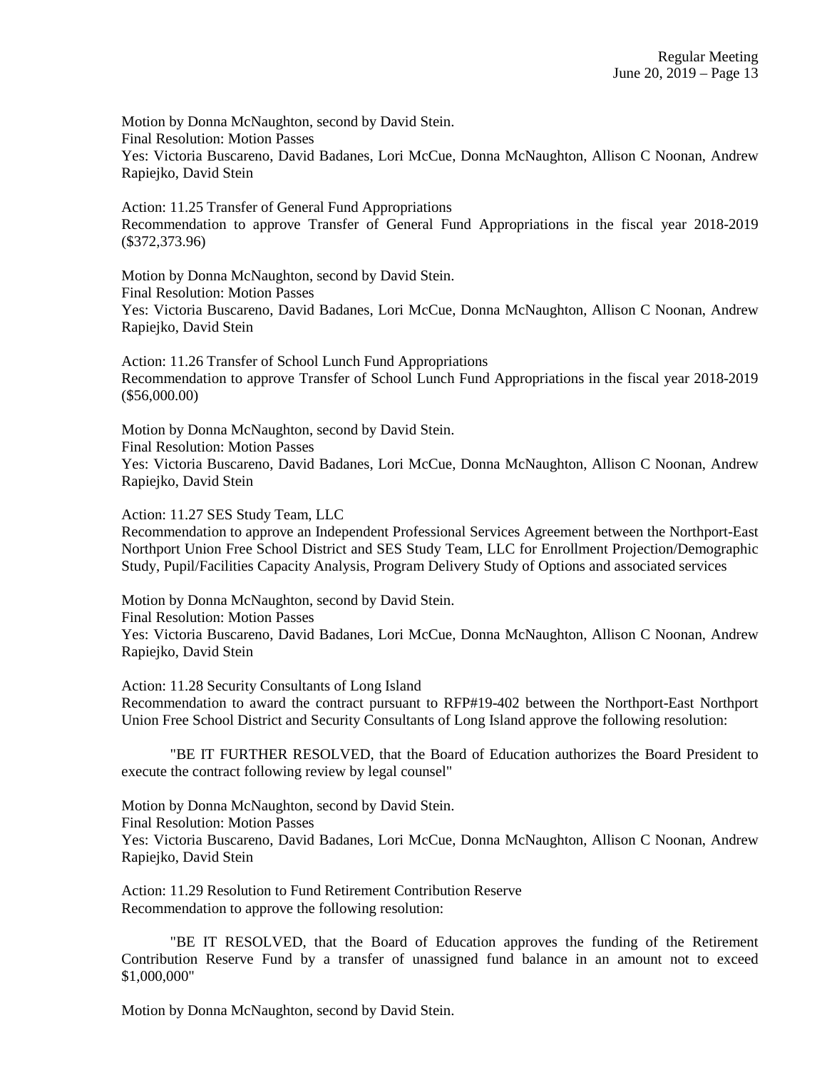Motion by Donna McNaughton, second by David Stein.
Final Resolution: Motion Passes
Yes: Victoria Buscareno, David Badanes, Lori McCue, Donna McNaughton, Allison C Noonan, Andrew Rapiejko, David Stein

Action: 11.25 Transfer of General Fund Appropriations
Recommendation to approve Transfer of General Fund Appropriations in the fiscal year 2018-2019 ($372,373.96)

Motion by Donna McNaughton, second by David Stein.
Final Resolution: Motion Passes
Yes: Victoria Buscareno, David Badanes, Lori McCue, Donna McNaughton, Allison C Noonan, Andrew Rapiejko, David Stein

Action: 11.26 Transfer of School Lunch Fund Appropriations
Recommendation to approve Transfer of School Lunch Fund Appropriations in the fiscal year 2018-2019 ($56,000.00)

Motion by Donna McNaughton, second by David Stein.
Final Resolution: Motion Passes
Yes: Victoria Buscareno, David Badanes, Lori McCue, Donna McNaughton, Allison C Noonan, Andrew Rapiejko, David Stein

Action: 11.27 SES Study Team, LLC
Recommendation to approve an Independent Professional Services Agreement between the Northport-East Northport Union Free School District and SES Study Team, LLC for Enrollment Projection/Demographic Study, Pupil/Facilities Capacity Analysis, Program Delivery Study of Options and associated services

Motion by Donna McNaughton, second by David Stein.
Final Resolution: Motion Passes
Yes: Victoria Buscareno, David Badanes, Lori McCue, Donna McNaughton, Allison C Noonan, Andrew Rapiejko, David Stein

Action: 11.28 Security Consultants of Long Island
Recommendation to award the contract pursuant to RFP#19-402 between the Northport-East Northport Union Free School District and Security Consultants of Long Island approve the following resolution:

"BE IT FURTHER RESOLVED, that the Board of Education authorizes the Board President to execute the contract following review by legal counsel"

Motion by Donna McNaughton, second by David Stein.
Final Resolution: Motion Passes
Yes: Victoria Buscareno, David Badanes, Lori McCue, Donna McNaughton, Allison C Noonan, Andrew Rapiejko, David Stein

Action: 11.29 Resolution to Fund Retirement Contribution Reserve
Recommendation to approve the following resolution:

"BE IT RESOLVED, that the Board of Education approves the funding of the Retirement Contribution Reserve Fund by a transfer of unassigned fund balance in an amount not to exceed $1,000,000"

Motion by Donna McNaughton, second by David Stein.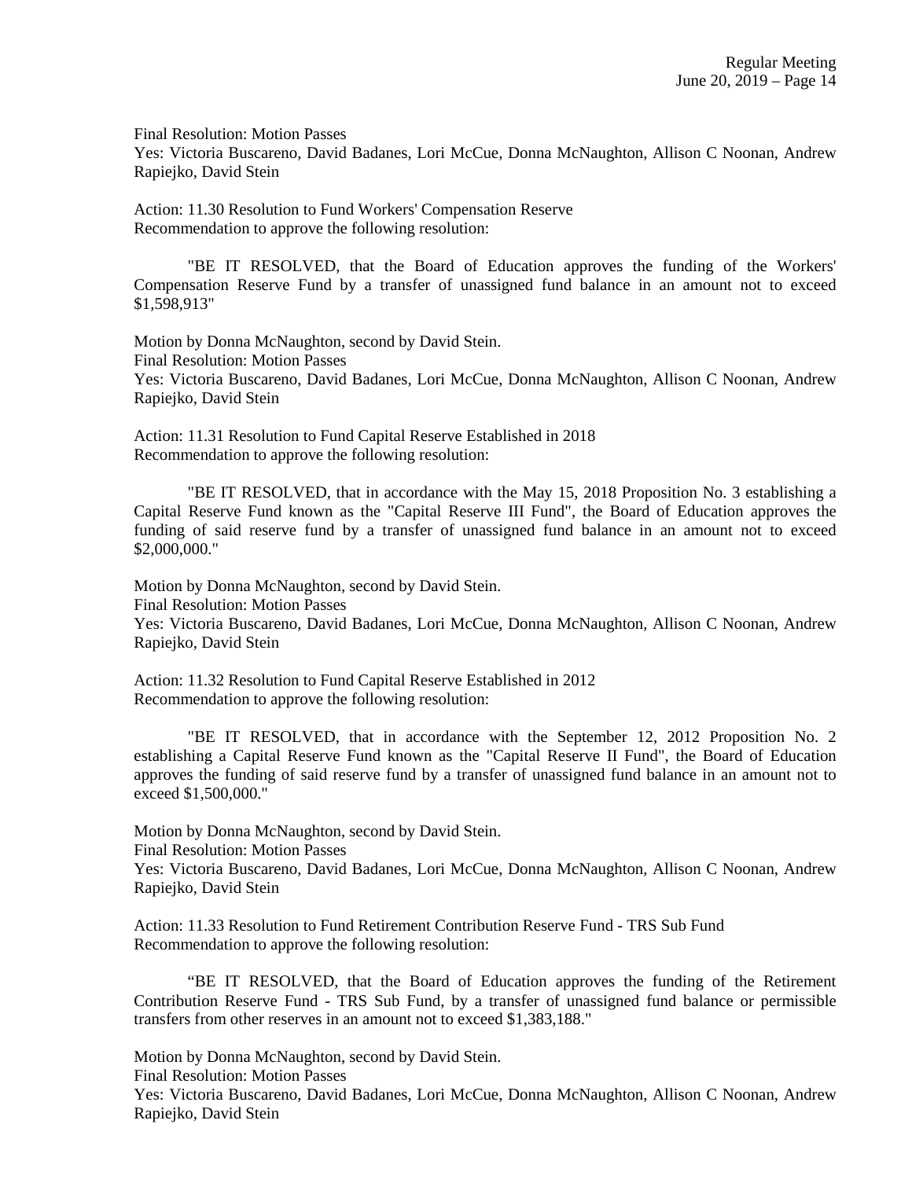Final Resolution: Motion Passes
Yes: Victoria Buscareno, David Badanes, Lori McCue, Donna McNaughton, Allison C Noonan, Andrew Rapiejko, David Stein

Action: 11.30 Resolution to Fund Workers' Compensation Reserve
Recommendation to approve the following resolution:

"BE IT RESOLVED, that the Board of Education approves the funding of the Workers' Compensation Reserve Fund by a transfer of unassigned fund balance in an amount not to exceed $1,598,913"

Motion by Donna McNaughton, second by David Stein.
Final Resolution: Motion Passes
Yes: Victoria Buscareno, David Badanes, Lori McCue, Donna McNaughton, Allison C Noonan, Andrew Rapiejko, David Stein

Action: 11.31 Resolution to Fund Capital Reserve Established in 2018
Recommendation to approve the following resolution:

"BE IT RESOLVED, that in accordance with the May 15, 2018 Proposition No. 3 establishing a Capital Reserve Fund known as the "Capital Reserve III Fund", the Board of Education approves the funding of said reserve fund by a transfer of unassigned fund balance in an amount not to exceed $2,000,000."

Motion by Donna McNaughton, second by David Stein.
Final Resolution: Motion Passes
Yes: Victoria Buscareno, David Badanes, Lori McCue, Donna McNaughton, Allison C Noonan, Andrew Rapiejko, David Stein

Action: 11.32 Resolution to Fund Capital Reserve Established in 2012
Recommendation to approve the following resolution:

"BE IT RESOLVED, that in accordance with the September 12, 2012 Proposition No. 2 establishing a Capital Reserve Fund known as the "Capital Reserve II Fund", the Board of Education approves the funding of said reserve fund by a transfer of unassigned fund balance in an amount not to exceed $1,500,000."

Motion by Donna McNaughton, second by David Stein.
Final Resolution: Motion Passes
Yes: Victoria Buscareno, David Badanes, Lori McCue, Donna McNaughton, Allison C Noonan, Andrew Rapiejko, David Stein

Action: 11.33 Resolution to Fund Retirement Contribution Reserve Fund - TRS Sub Fund
Recommendation to approve the following resolution:

"BE IT RESOLVED, that the Board of Education approves the funding of the Retirement Contribution Reserve Fund - TRS Sub Fund, by a transfer of unassigned fund balance or permissible transfers from other reserves in an amount not to exceed $1,383,188."

Motion by Donna McNaughton, second by David Stein.
Final Resolution: Motion Passes
Yes: Victoria Buscareno, David Badanes, Lori McCue, Donna McNaughton, Allison C Noonan, Andrew Rapiejko, David Stein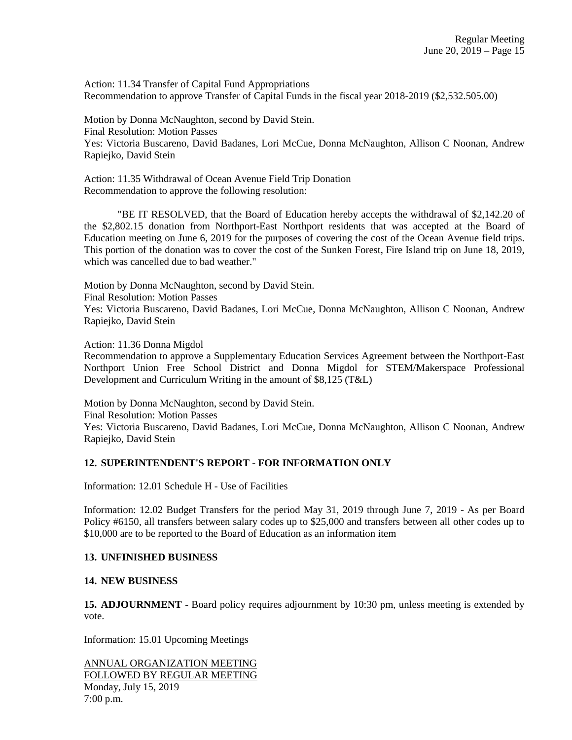Action: 11.34 Transfer of Capital Fund Appropriations
Recommendation to approve Transfer of Capital Funds in the fiscal year 2018-2019 ($2,532.505.00)

Motion by Donna McNaughton, second by David Stein.
Final Resolution: Motion Passes
Yes: Victoria Buscareno, David Badanes, Lori McCue, Donna McNaughton, Allison C Noonan, Andrew Rapiejko, David Stein

Action: 11.35 Withdrawal of Ocean Avenue Field Trip Donation
Recommendation to approve the following resolution:

"BE IT RESOLVED, that the Board of Education hereby accepts the withdrawal of $2,142.20 of the $2,802.15 donation from Northport-East Northport residents that was accepted at the Board of Education meeting on June 6, 2019 for the purposes of covering the cost of the Ocean Avenue field trips. This portion of the donation was to cover the cost of the Sunken Forest, Fire Island trip on June 18, 2019, which was cancelled due to bad weather."

Motion by Donna McNaughton, second by David Stein.
Final Resolution: Motion Passes
Yes: Victoria Buscareno, David Badanes, Lori McCue, Donna McNaughton, Allison C Noonan, Andrew Rapiejko, David Stein

Action: 11.36 Donna Migdol
Recommendation to approve a Supplementary Education Services Agreement between the Northport-East Northport Union Free School District and Donna Migdol for STEM/Makerspace Professional Development and Curriculum Writing in the amount of $8,125 (T&L)

Motion by Donna McNaughton, second by David Stein.
Final Resolution: Motion Passes
Yes: Victoria Buscareno, David Badanes, Lori McCue, Donna McNaughton, Allison C Noonan, Andrew Rapiejko, David Stein

## 12. SUPERINTENDENT'S REPORT - FOR INFORMATION ONLY

Information: 12.01 Schedule H - Use of Facilities

Information: 12.02 Budget Transfers for the period May 31, 2019 through June 7, 2019 - As per Board Policy #6150, all transfers between salary codes up to $25,000 and transfers between all other codes up to $10,000 are to be reported to the Board of Education as an information item

## 13. UNFINISHED BUSINESS

## 14. NEW BUSINESS

**15. ADJOURNMENT** - Board policy requires adjournment by 10:30 pm, unless meeting is extended by vote.

Information: 15.01 Upcoming Meetings

ANNUAL ORGANIZATION MEETING
FOLLOWED BY REGULAR MEETING
Monday, July 15, 2019
7:00 p.m.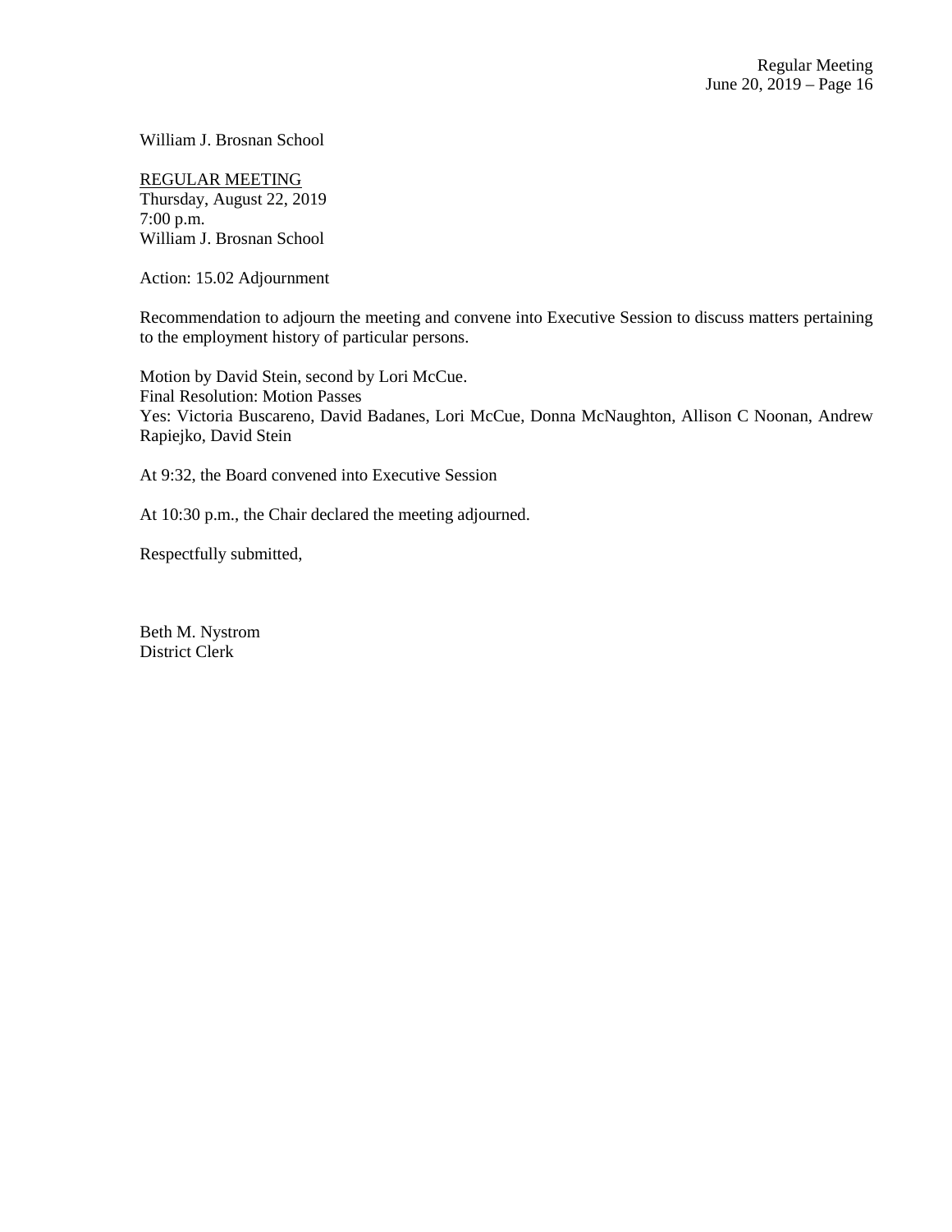William J. Brosnan School

<u>REGULAR MEETING</u>
Thursday, August 22, 2019
7:00 p.m.
William J. Brosnan School

Action: 15.02 Adjournment

Recommendation to adjourn the meeting and convene into Executive Session to discuss matters pertaining to the employment history of particular persons.

Motion by David Stein, second by Lori McCue.
Final Resolution: Motion Passes
Yes: Victoria Buscareno, David Badanes, Lori McCue, Donna McNaughton, Allison C Noonan, Andrew Rapiejko, David Stein

At 9:32, the Board convened into Executive Session

At 10:30 p.m., the Chair declared the meeting adjourned.

Respectfully submitted,

Beth M. Nystrom
District Clerk